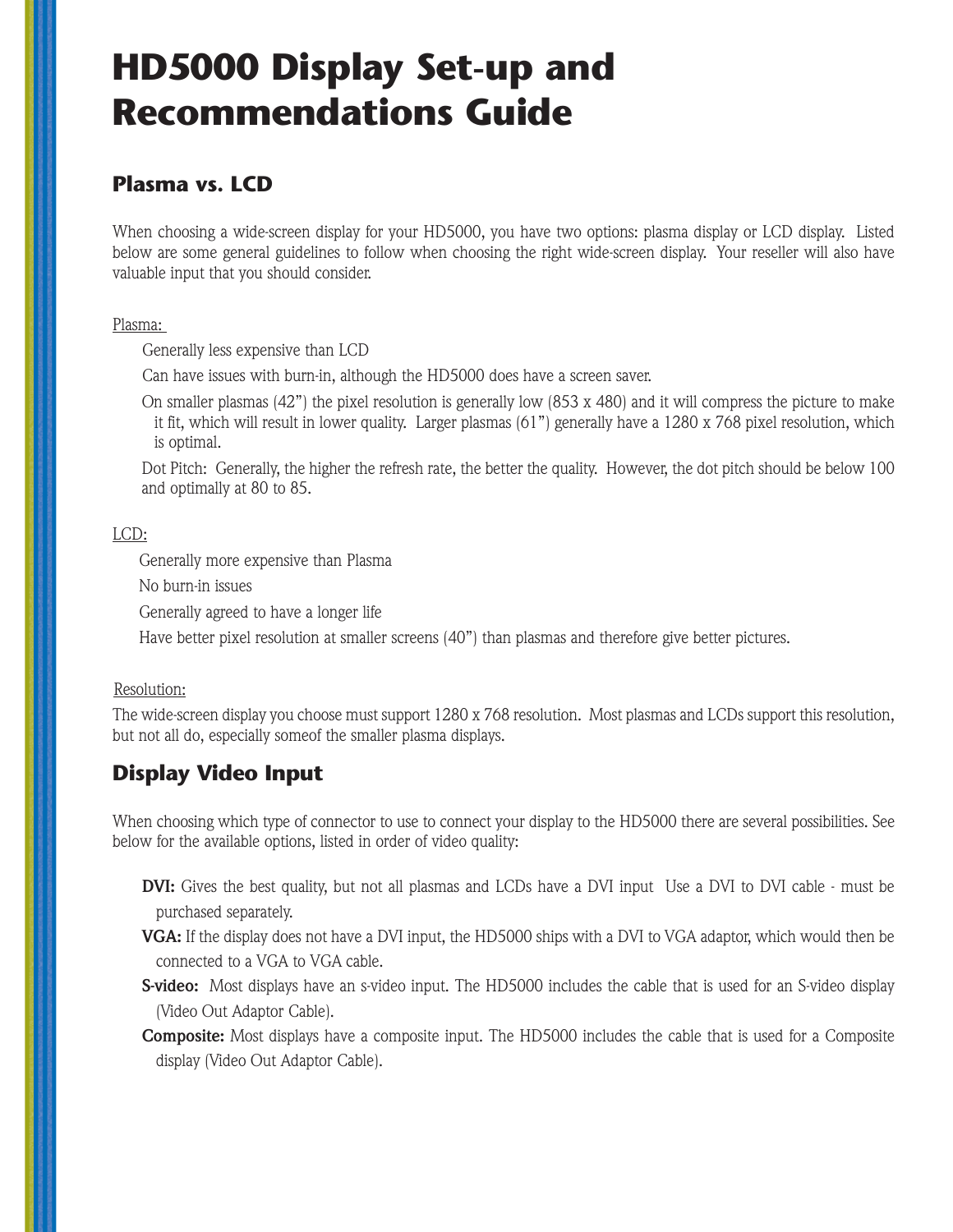# HD5000 Display Set-up and Recommendations Guide

## Plasma vs. LCD

When choosing a wide-screen display for your HD5000, you have two options: plasma display or LCD display. Listed below are some general guidelines to follow when choosing the right wide-screen display. Your reseller will also have valuable input that you should consider.

Plasma:

- Generally less expensive than LCD
- Can have issues with burn-in, although the HD5000 does have a screen saver.
- On smaller plasmas (42") the pixel resolution is generally low (853 x 480) and it will compress the picture to make it fit, which will result in lower quality. Larger plasmas (61") generally have a 1280 x 768 pixel resolution, which is optimal.
- Dot Pitch: Generally, the higher the refresh rate, the better the quality. However, the dot pitch should be below 100 and optimally at 80 to 85.

LCD:

- Generally more expensive than Plasma
- No burn-in issues
- Generally agreed to have a longer life
- Have better pixel resolution at smaller screens (40") than plasmas and therefore give better pictures.

Resolution:

The wide-screen display you choose must support 1280 x 768 resolution. Most plasmas and LCDs support this resolution, but not all do, especially someof the smaller plasma displays.

## Display Video Input

When choosing which type of connector to use to connect your display to the HD5000 there are several possibilities. See below for the available options, listed in order of video quality:

- **DVI:** Gives the best quality, but not all plasmas and LCDs have a DVI input Use a DVI to DVI cable - must be purchased separately.
- **VGA:** If the display does not have a DVI input, the HD5000 ships with a DVI to VGA adaptor, which would then be connected to a VGA to VGA cable.
- **S-video:** Most displays have an s-video input. The HD5000 includes the cable that is used for an S-video display (Video Out Adaptor Cable).
- **Composite:** Most displays have a composite input. The HD5000 includes the cable that is used for a Composite display (Video Out Adaptor Cable).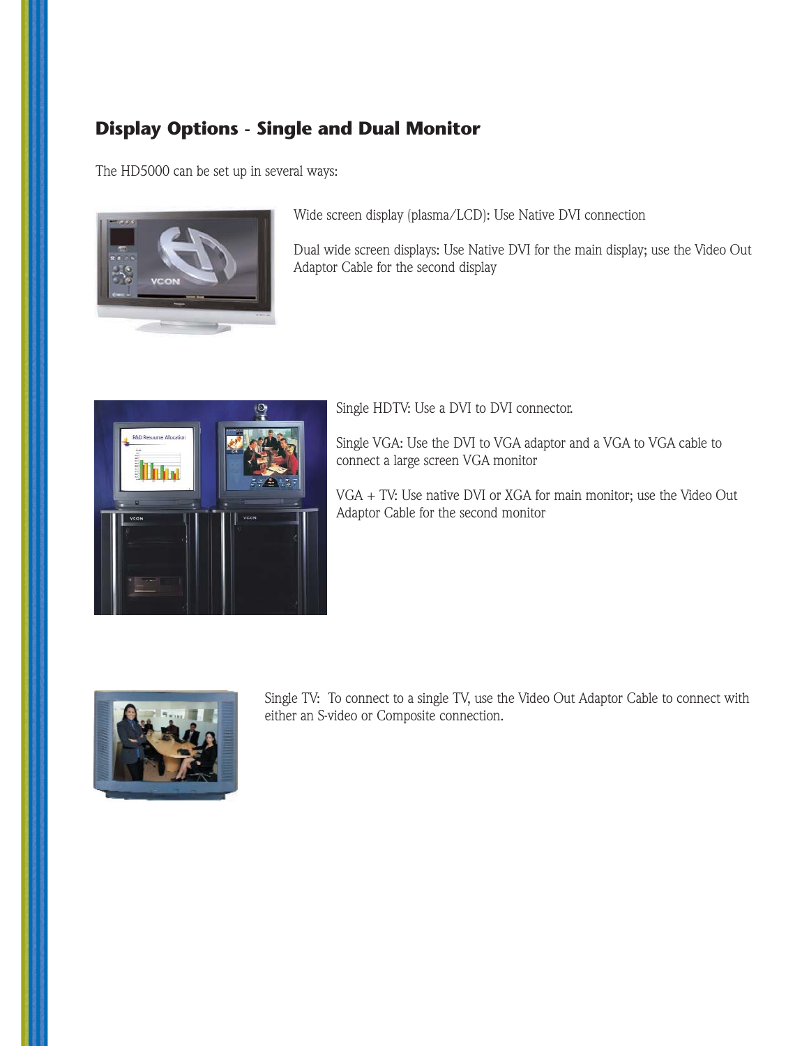## Display Options - Single and Dual Monitor

The HD5000 can be set up in several ways:

Wide screen display (plasma/LCD): Use Native DVI connection

Dual wide screen displays: Use Native DVI for the main display; use the Video Out Adaptor Cable for the second display

Single HDTV: Use a DVI to DVI connector.

Single VGA: Use the DVI to VGA adaptor and a VGA to VGA cable to connect a large screen VGA monitor

VGA + TV: Use native DVI or XGA for main monitor; use the Video Out Adaptor Cable for the second monitor

Single TV: To connect to a single TV, use the Video Out Adaptor Cable to connect with either an S-video or Composite connection.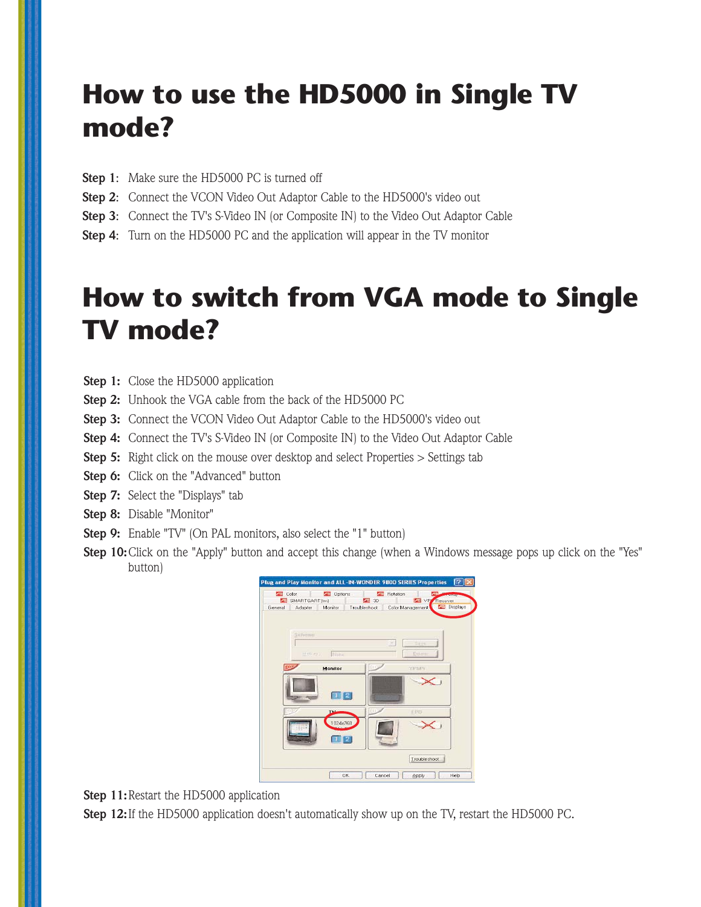# How to use the HD5000 in Single TV mode?

**Step 1**: Make sure the HD5000 PC is turned off

**Step 2**: Connect the VCON Video Out Adaptor Cable to the HD5000's video out

**Step 3**: Connect the TV's S-Video IN (or Composite IN) to the Video Out Adaptor Cable

**Step 4**: Turn on the HD5000 PC and the application will appear in the TV monitor

# How to switch from VGA mode to Single TV mode?

**Step 1:** Close the HD5000 application

**Step 2:** Unhook the VGA cable from the back of the HD5000 PC

**Step 3:** Connect the VCON Video Out Adaptor Cable to the HD5000's video out

**Step 4:** Connect the TV's S-Video IN (or Composite IN) to the Video Out Adaptor Cable

**Step 5:** Right click on the mouse over desktop and select Properties > Settings tab

**Step 6:** Click on the "Advanced" button

**Step 7:** Select the "Displays" tab

**Step 8:** Disable "Monitor"

**Step 9:** Enable "TV" (On PAL monitors, also select the "1" button)

**Step 10:** Click on the "Apply" button and accept this change (when a Windows message pops up click on the "Yes" button)

**Step 11:** Restart the HD5000 application

**Step 12:** If the HD5000 application doesn't automatically show up on the TV, restart the HD5000 PC.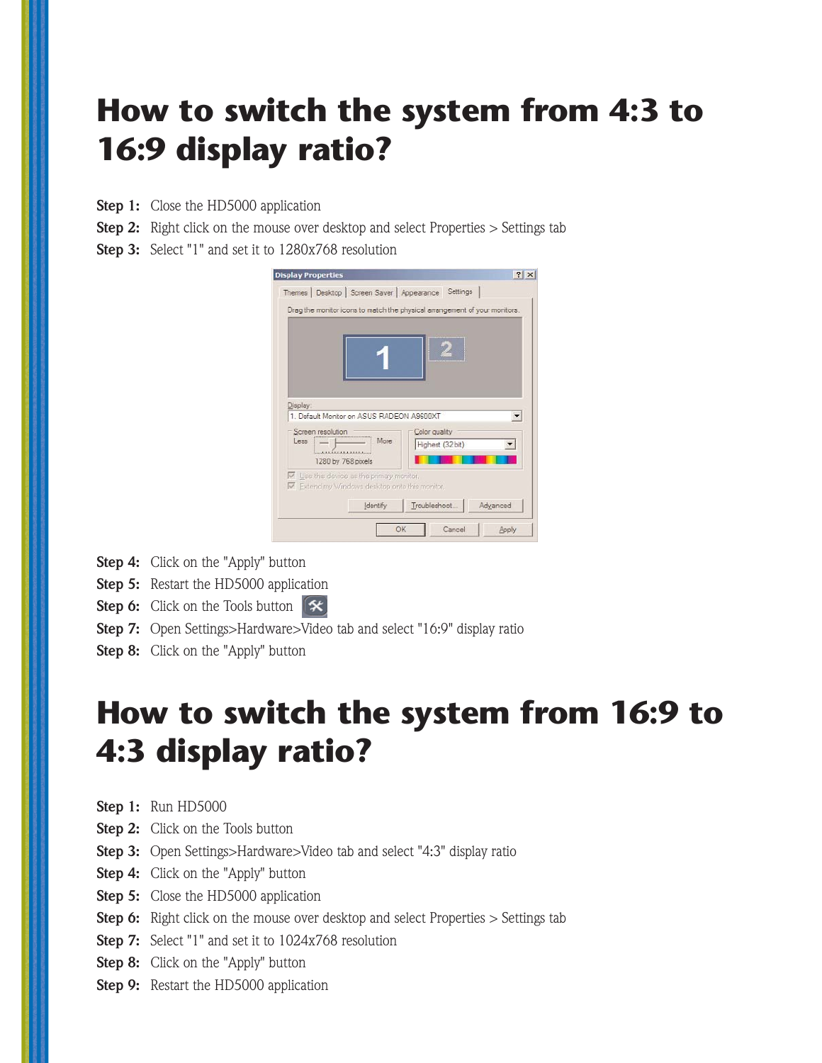# How to switch the system from 4:3 to 16:9 display ratio?

**Step 1:** Close the HD5000 application

**Step 2:** Right click on the mouse over desktop and select Properties > Settings tab

**Step 3:** Select "1" and set it to 1280x768 resolution

**Step 4:** Click on the "Apply" button

**Step 5:** Restart the HD5000 application

**Step 6:** Click on the Tools button

**Step 7:** Open Settings>Hardware>Video tab and select "16:9" display ratio

**Step 8:** Click on the "Apply" button

# How to switch the system from 16:9 to 4:3 display ratio?

**Step 1:** Run HD5000

**Step 2:** Click on the Tools button

**Step 3:** Open Settings>Hardware>Video tab and select "4:3" display ratio

**Step 4:** Click on the "Apply" button

**Step 5:** Close the HD5000 application

**Step 6:** Right click on the mouse over desktop and select Properties > Settings tab

**Step 7:** Select "1" and set it to 1024x768 resolution

**Step 8:** Click on the "Apply" button

**Step 9:** Restart the HD5000 application